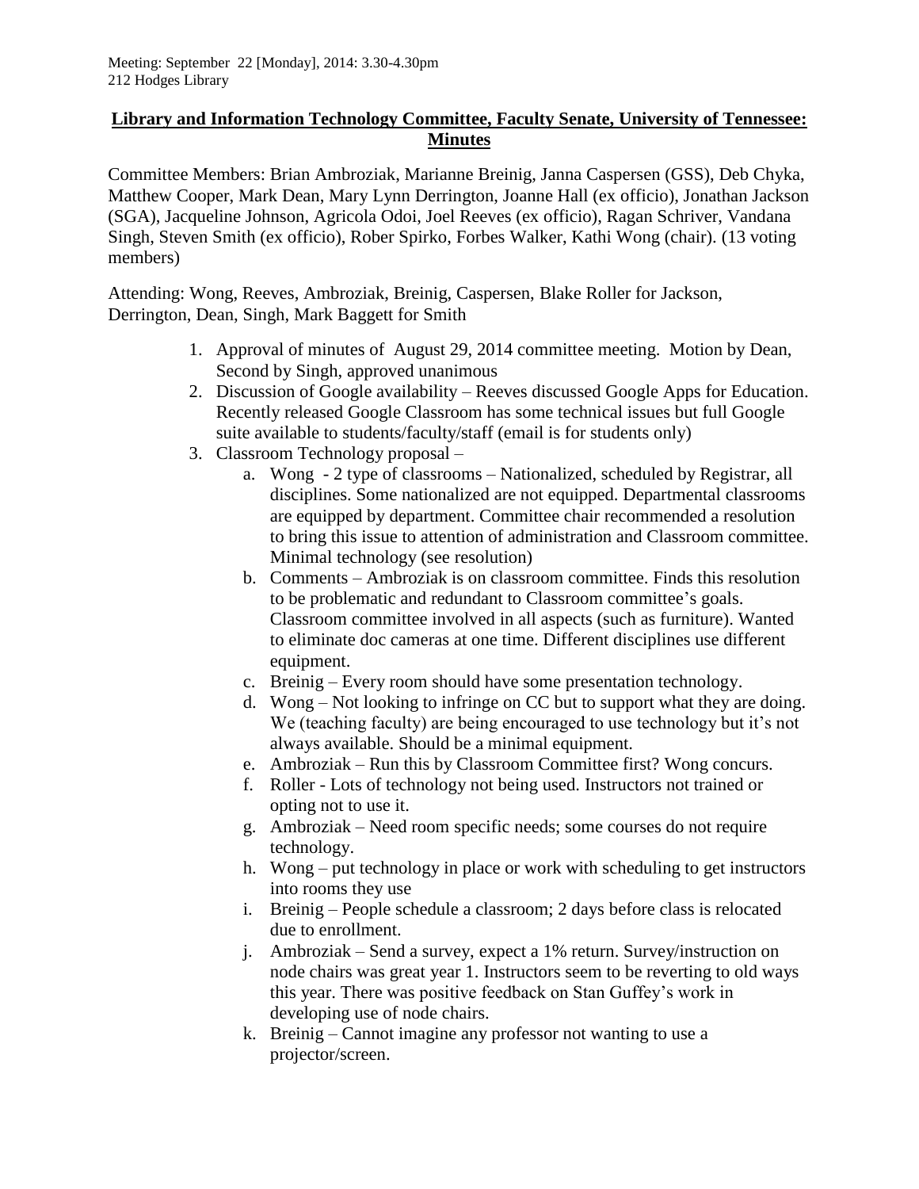Meeting: September 22 [Monday], 2014: 3.30-4.30pm
212 Hodges Library

# Library and Information Technology Committee, Faculty Senate, University of Tennessee: Minutes

Committee Members: Brian Ambroziak, Marianne Breinig, Janna Caspersen (GSS), Deb Chyka, Matthew Cooper, Mark Dean, Mary Lynn Derrington, Joanne Hall (ex officio), Jonathan Jackson (SGA), Jacqueline Johnson, Agricola Odoi, Joel Reeves (ex officio), Ragan Schriver, Vandana Singh, Steven Smith (ex officio), Rober Spirko, Forbes Walker, Kathi Wong (chair). (13 voting members)

Attending: Wong, Reeves, Ambroziak, Breinig, Caspersen, Blake Roller for Jackson, Derrington, Dean, Singh, Mark Baggett for Smith

1. Approval of minutes of August 29, 2014 committee meeting. Motion by Dean, Second by Singh, approved unanimous
2. Discussion of Google availability – Reeves discussed Google Apps for Education. Recently released Google Classroom has some technical issues but full Google suite available to students/faculty/staff (email is for students only)
3. Classroom Technology proposal –
   a. Wong - 2 type of classrooms – Nationalized, scheduled by Registrar, all disciplines. Some nationalized are not equipped. Departmental classrooms are equipped by department. Committee chair recommended a resolution to bring this issue to attention of administration and Classroom committee. Minimal technology (see resolution)
   b. Comments – Ambroziak is on classroom committee. Finds this resolution to be problematic and redundant to Classroom committee's goals. Classroom committee involved in all aspects (such as furniture). Wanted to eliminate doc cameras at one time. Different disciplines use different equipment.
   c. Breinig – Every room should have some presentation technology.
   d. Wong – Not looking to infringe on CC but to support what they are doing. We (teaching faculty) are being encouraged to use technology but it's not always available. Should be a minimal equipment.
   e. Ambroziak – Run this by Classroom Committee first? Wong concurs.
   f. Roller - Lots of technology not being used. Instructors not trained or opting not to use it.
   g. Ambroziak – Need room specific needs; some courses do not require technology.
   h. Wong – put technology in place or work with scheduling to get instructors into rooms they use
   i. Breinig – People schedule a classroom; 2 days before class is relocated due to enrollment.
   j. Ambroziak – Send a survey, expect a 1% return. Survey/instruction on node chairs was great year 1. Instructors seem to be reverting to old ways this year. There was positive feedback on Stan Guffey's work in developing use of node chairs.
   k. Breinig – Cannot imagine any professor not wanting to use a projector/screen.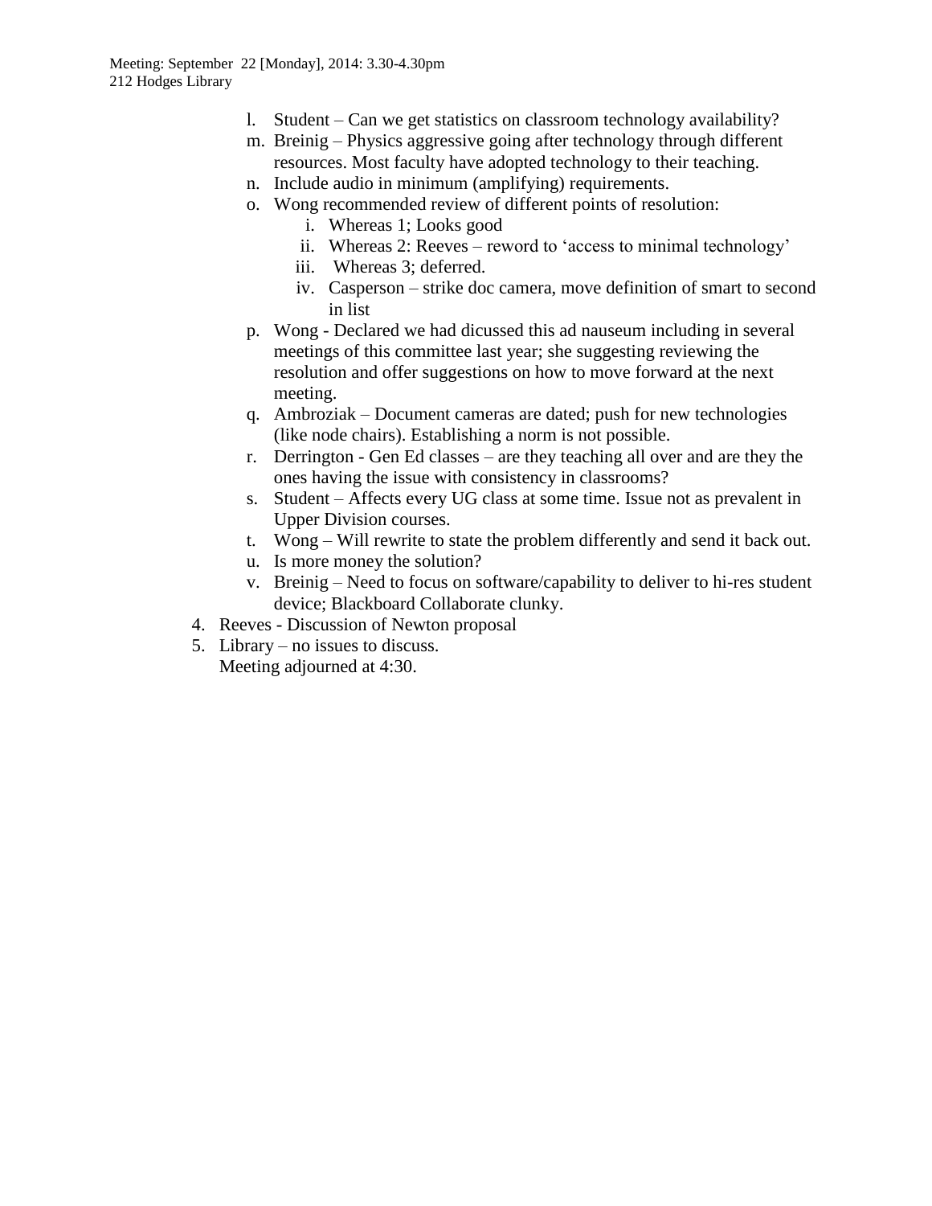l. Student – Can we get statistics on classroom technology availability?

m. Breinig – Physics aggressive going after technology through different resources. Most faculty have adopted technology to their teaching.

n. Include audio in minimum (amplifying) requirements.

o. Wong recommended review of different points of resolution:

   i. Whereas 1; Looks good

   ii. Whereas 2: Reeves – reword to 'access to minimal technology'

   iii. Whereas 3; deferred.

   iv. Casperson – strike doc camera, move definition of smart to second in list

p. Wong - Declared we had dicussed this ad nauseum including in several meetings of this committee last year; she suggesting reviewing the resolution and offer suggestions on how to move forward at the next meeting.

q. Ambroziak – Document cameras are dated; push for new technologies (like node chairs). Establishing a norm is not possible.

r. Derrington - Gen Ed classes – are they teaching all over and are they the ones having the issue with consistency in classrooms?

s. Student – Affects every UG class at some time. Issue not as prevalent in Upper Division courses.

t. Wong – Will rewrite to state the problem differently and send it back out.

u. Is more money the solution?

v. Breinig – Need to focus on software/capability to deliver to hi-res student device; Blackboard Collaborate clunky.

4. Reeves - Discussion of Newton proposal
5. Library – no issues to discuss.
   Meeting adjourned at 4:30.